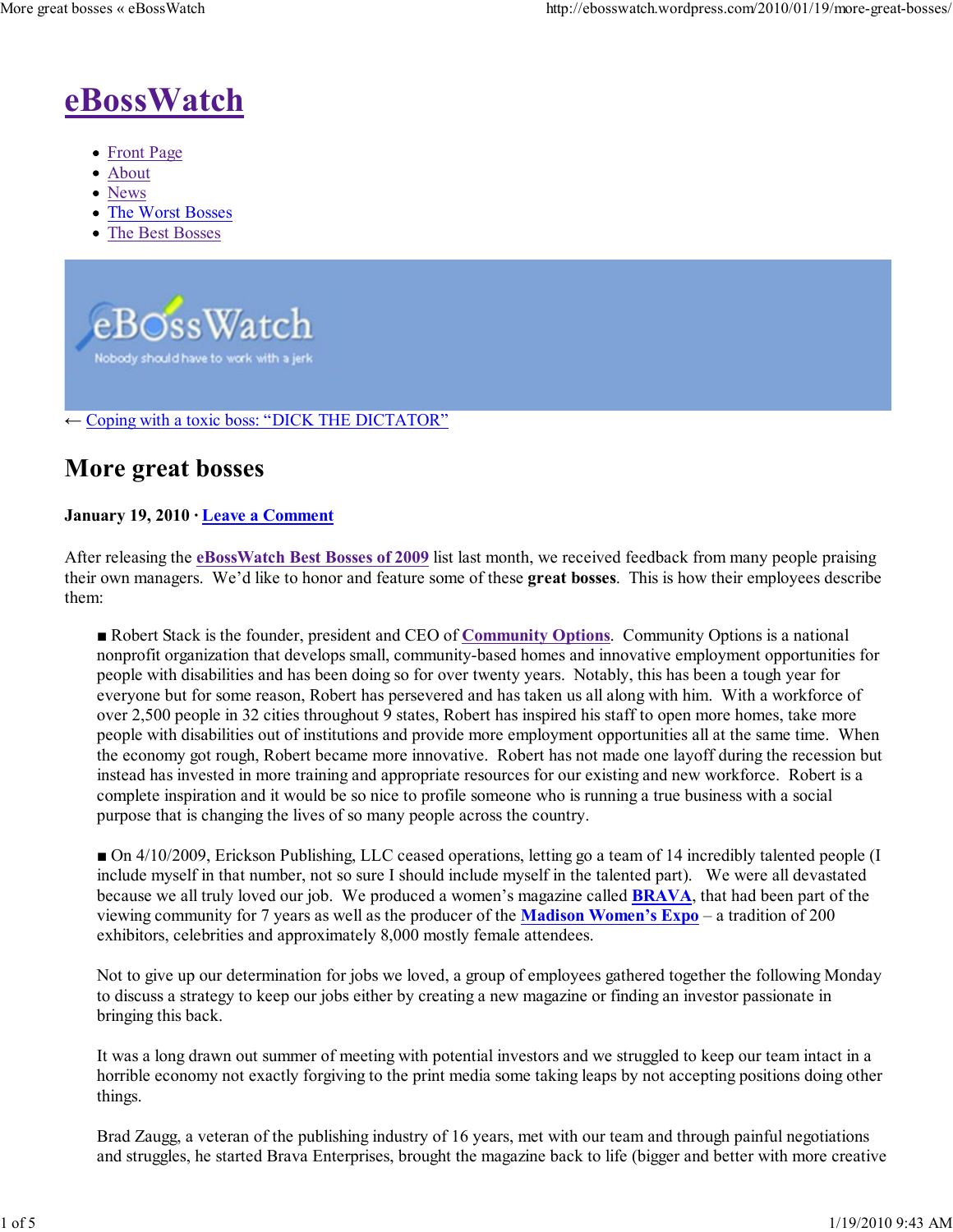# eBossWatch

- Front Page
- About
- News
- The Worst Bosses
- The Best Bosses

eBossWatch

Nobody should have to work with a jerk

← Coping with a toxic boss: "DICK THE DICTATOR"

## More great bosses

**January 19, 2010 · Leave a Comment**

After releasing the **eBossWatch Best Bosses of 2009** list last month, we received feedback from many people praising their own managers. We'd like to honor and feature some of these **great bosses**. This is how their employees describe them:

> ■ Robert Stack is the founder, president and CEO of **Community Options**. Community Options is a national nonprofit organization that develops small, community-based homes and innovative employment opportunities for people with disabilities and has been doing so for over twenty years. Notably, this has been a tough year for everyone but for some reason, Robert has persevered and has taken us all along with him. With a workforce of over 2,500 people in 32 cities throughout 9 states, Robert has inspired his staff to open more homes, take more people with disabilities out of institutions and provide more employment opportunities all at the same time. When the economy got rough, Robert became more innovative. Robert has not made one layoff during the recession but instead has invested in more training and appropriate resources for our existing and new workforce. Robert is a complete inspiration and it would be so nice to profile someone who is running a true business with a social purpose that is changing the lives of so many people across the country.
>
> ■ On 4/10/2009, Erickson Publishing, LLC ceased operations, letting go a team of 14 incredibly talented people (I include myself in that number, not so sure I should include myself in the talented part). We were all devastated because we all truly loved our job. We produced a women's magazine called **BRAVA**, that had been part of the viewing community for 7 years as well as the producer of the **Madison Women's Expo** – a tradition of 200 exhibitors, celebrities and approximately 8,000 mostly female attendees.
>
> Not to give up our determination for jobs we loved, a group of employees gathered together the following Monday to discuss a strategy to keep our jobs either by creating a new magazine or finding an investor passionate in bringing this back.
>
> It was a long drawn out summer of meeting with potential investors and we struggled to keep our team intact in a horrible economy not exactly forgiving to the print media some taking leaps by not accepting positions doing other things.
>
> Brad Zaugg, a veteran of the publishing industry of 16 years, met with our team and through painful negotiations and struggles, he started Brava Enterprises, brought the magazine back to life (bigger and better with more creative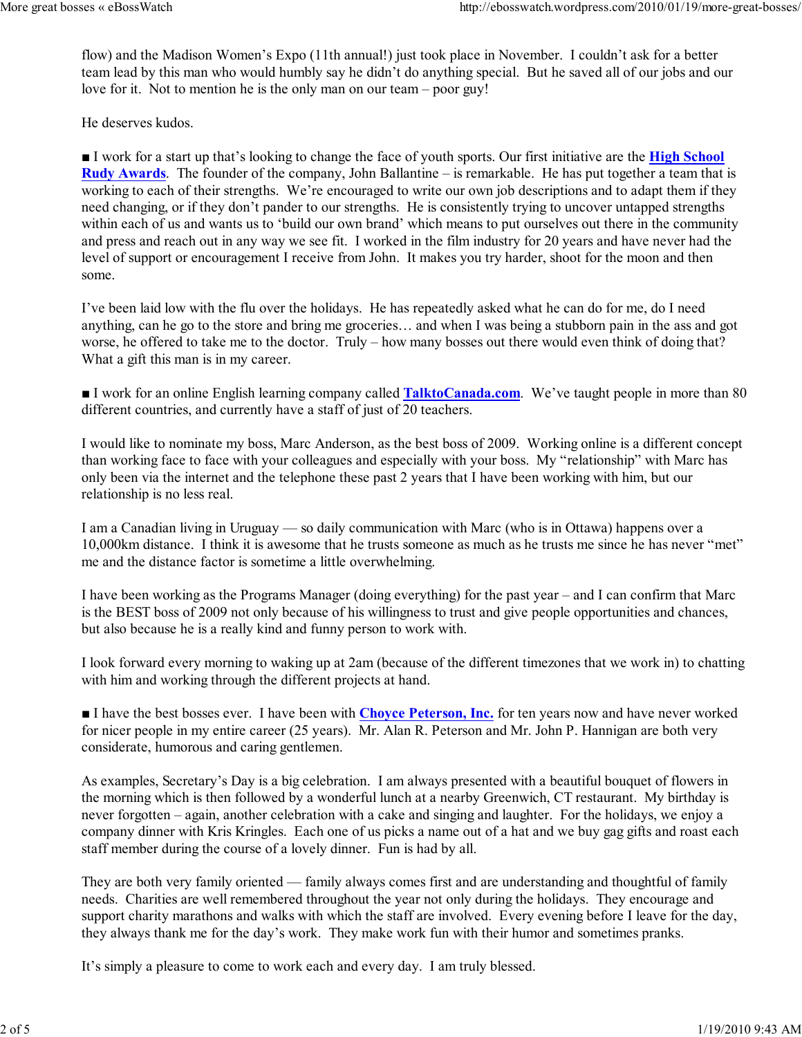flow) and the Madison Women's Expo (11th annual!) just took place in November. I couldn't ask for a better team lead by this man who would humbly say he didn't do anything special. But he saved all of our jobs and our love for it. Not to mention he is the only man on our team – poor guy!

He deserves kudos.

■ I work for a start up that's looking to change the face of youth sports. Our first initiative are the **High School Rudy Awards**. The founder of the company, John Ballantine – is remarkable. He has put together a team that is working to each of their strengths. We're encouraged to write our own job descriptions and to adapt them if they need changing, or if they don't pander to our strengths. He is consistently trying to uncover untapped strengths within each of us and wants us to 'build our own brand' which means to put ourselves out there in the community and press and reach out in any way we see fit. I worked in the film industry for 20 years and have never had the level of support or encouragement I receive from John. It makes you try harder, shoot for the moon and then some.

I've been laid low with the flu over the holidays. He has repeatedly asked what he can do for me, do I need anything, can he go to the store and bring me groceries… and when I was being a stubborn pain in the ass and got worse, he offered to take me to the doctor. Truly – how many bosses out there would even think of doing that? What a gift this man is in my career.

■ I work for an online English learning company called **TalktoCanada.com**. We've taught people in more than 80 different countries, and currently have a staff of just of 20 teachers.

I would like to nominate my boss, Marc Anderson, as the best boss of 2009. Working online is a different concept than working face to face with your colleagues and especially with your boss. My "relationship" with Marc has only been via the internet and the telephone these past 2 years that I have been working with him, but our relationship is no less real.

I am a Canadian living in Uruguay — so daily communication with Marc (who is in Ottawa) happens over a 10,000km distance. I think it is awesome that he trusts someone as much as he trusts me since he has never "met" me and the distance factor is sometime a little overwhelming.

I have been working as the Programs Manager (doing everything) for the past year – and I can confirm that Marc is the BEST boss of 2009 not only because of his willingness to trust and give people opportunities and chances, but also because he is a really kind and funny person to work with.

I look forward every morning to waking up at 2am (because of the different timezones that we work in) to chatting with him and working through the different projects at hand.

■ I have the best bosses ever. I have been with **Choyce Peterson, Inc.** for ten years now and have never worked for nicer people in my entire career (25 years). Mr. Alan R. Peterson and Mr. John P. Hannigan are both very considerate, humorous and caring gentlemen.

As examples, Secretary's Day is a big celebration. I am always presented with a beautiful bouquet of flowers in the morning which is then followed by a wonderful lunch at a nearby Greenwich, CT restaurant. My birthday is never forgotten – again, another celebration with a cake and singing and laughter. For the holidays, we enjoy a company dinner with Kris Kringles. Each one of us picks a name out of a hat and we buy gag gifts and roast each staff member during the course of a lovely dinner. Fun is had by all.

They are both very family oriented — family always comes first and are understanding and thoughtful of family needs. Charities are well remembered throughout the year not only during the holidays. They encourage and support charity marathons and walks with which the staff are involved. Every evening before I leave for the day, they always thank me for the day's work. They make work fun with their humor and sometimes pranks.

It's simply a pleasure to come to work each and every day. I am truly blessed.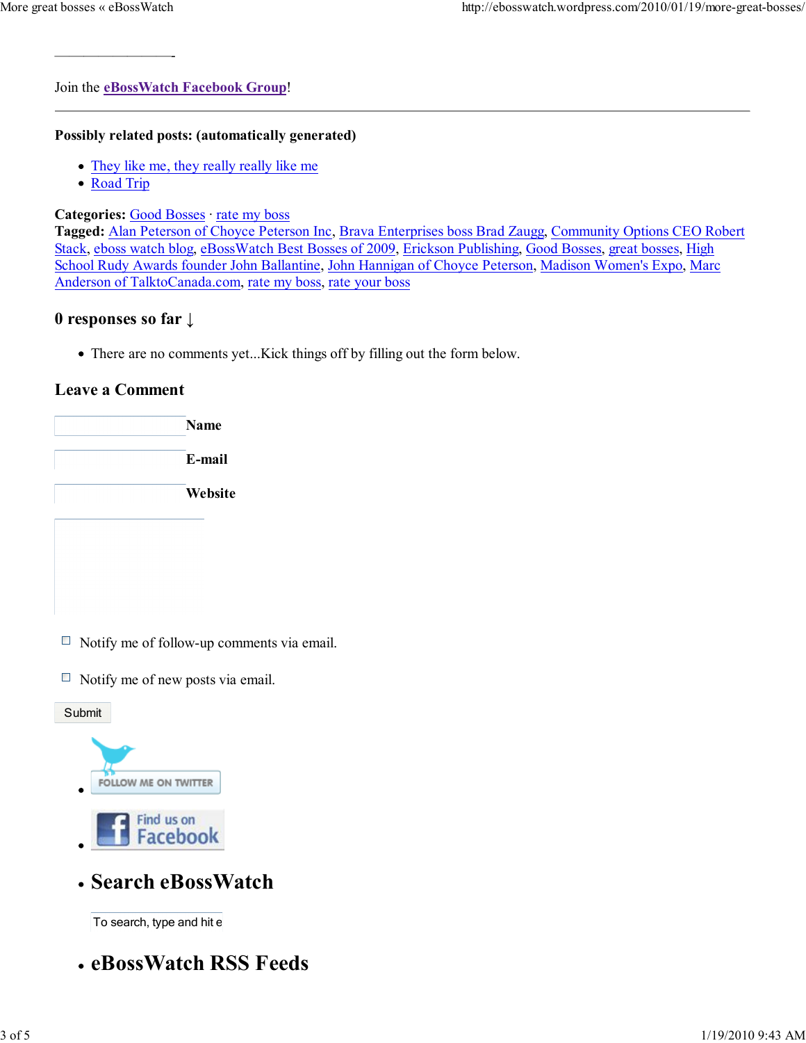—————————-

Join the **eBossWatch Facebook Group**!

---

**Possibly related posts: (automatically generated)**

- They like me, they really really like me
- Road Trip

**Categories:** Good Bosses · rate my boss
**Tagged:** Alan Peterson of Choyce Peterson Inc, Brava Enterprises boss Brad Zaugg, Community Options CEO Robert Stack, eboss watch blog, eBossWatch Best Bosses of 2009, Erickson Publishing, Good Bosses, great bosses, High School Rudy Awards founder John Ballantine, John Hannigan of Choyce Peterson, Madison Women's Expo, Marc Anderson of TalktoCanada.com, rate my boss, rate your boss

### 0 responses so far ↓

- There are no comments yet...Kick things off by filling out the form below.

### Leave a Comment

**Name**

**E-mail**

**Website**

☐ Notify me of follow-up comments via email.

☐ Notify me of new posts via email.

Submit

- FOLLOW ME ON TWITTER
- Find us on Facebook
- ## Search eBossWatch

  To search, type and hit e

- ## eBossWatch RSS Feeds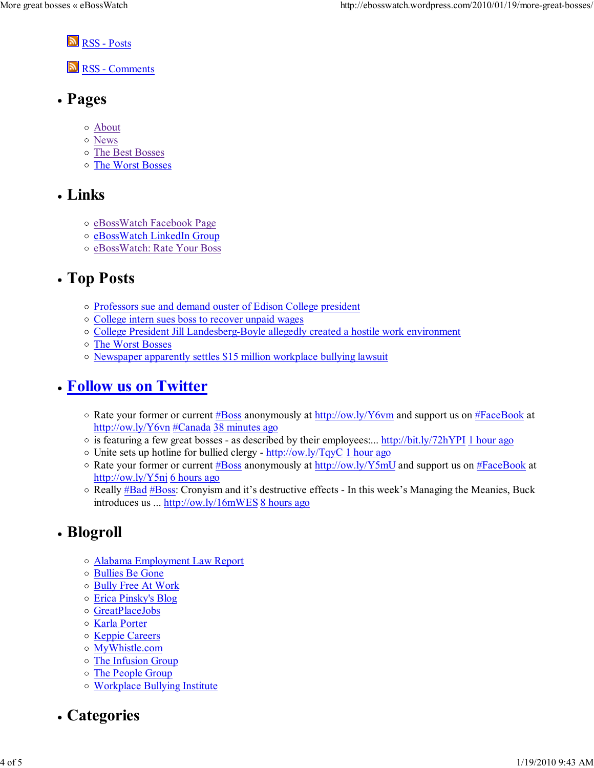- RSS - Posts
- RSS - Comments

- ## Pages
  - About
  - News
  - The Best Bosses
  - The Worst Bosses

- ## Links
  - eBossWatch Facebook Page
  - eBossWatch LinkedIn Group
  - eBossWatch: Rate Your Boss

- ## Top Posts
  - Professors sue and demand ouster of Edison College president
  - College intern sues boss to recover unpaid wages
  - College President Jill Landesberg-Boyle allegedly created a hostile work environment
  - The Worst Bosses
  - Newspaper apparently settles $15 million workplace bullying lawsuit

- ## Follow us on Twitter
  - Rate your former or current #Boss anonymously at http://ow.ly/Y6vm and support us on #FaceBook at http://ow.ly/Y6vn #Canada 38 minutes ago
  - is featuring a few great bosses - as described by their employees:... http://bit.ly/72hYPI 1 hour ago
  - Unite sets up hotline for bullied clergy - http://ow.ly/TqyC 1 hour ago
  - Rate your former or current #Boss anonymously at http://ow.ly/Y5mU and support us on #FaceBook at http://ow.ly/Y5nj 6 hours ago
  - Really #Bad #Boss: Cronyism and it's destructive effects - In this week's Managing the Meanies, Buck introduces us ... http://ow.ly/16mWES 8 hours ago

- ## Blogroll
  - Alabama Employment Law Report
  - Bullies Be Gone
  - Bully Free At Work
  - Erica Pinsky's Blog
  - GreatPlaceJobs
  - Karla Porter
  - Keppie Careers
  - MyWhistle.com
  - The Infusion Group
  - The People Group
  - Workplace Bullying Institute

- ## Categories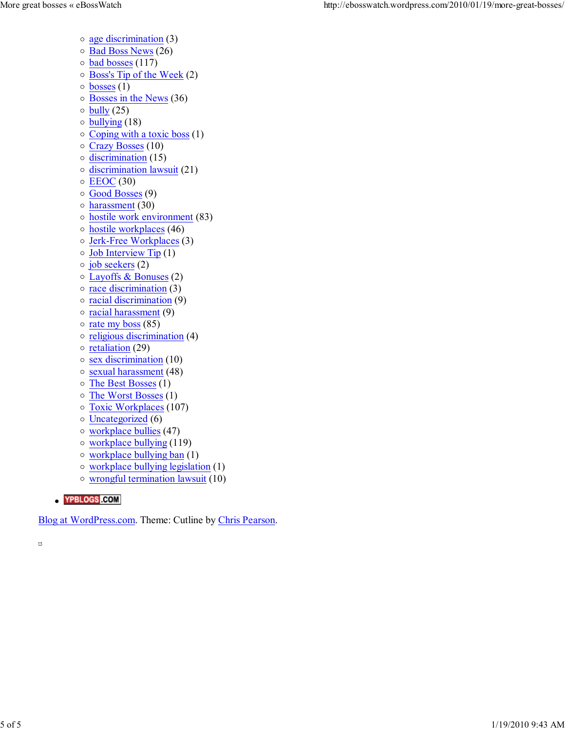- age discrimination (3)
- Bad Boss News (26)
- bad bosses (117)
- Boss's Tip of the Week (2)
- bosses (1)
- Bosses in the News (36)
- bully (25)
- bullying (18)
- Coping with a toxic boss (1)
- Crazy Bosses (10)
- discrimination (15)
- discrimination lawsuit (21)
- EEOC (30)
- Good Bosses (9)
- harassment (30)
- hostile work environment (83)
- hostile workplaces (46)
- Jerk-Free Workplaces (3)
- Job Interview Tip (1)
- job seekers (2)
- Layoffs & Bonuses (2)
- race discrimination (3)
- racial discrimination (9)
- racial harassment (9)
- rate my boss (85)
- religious discrimination (4)
- retaliation (29)
- sex discrimination (10)
- sexual harassment (48)
- The Best Bosses (1)
- The Worst Bosses (1)
- Toxic Workplaces (107)
- Uncategorized (6)
- workplace bullies (47)
- workplace bullying (119)
- workplace bullying ban (1)
- workplace bullying legislation (1)
- wrongful termination lawsuit (10)

- YPBLOGS.COM

Blog at WordPress.com. Theme: Cutline by Chris Pearson.